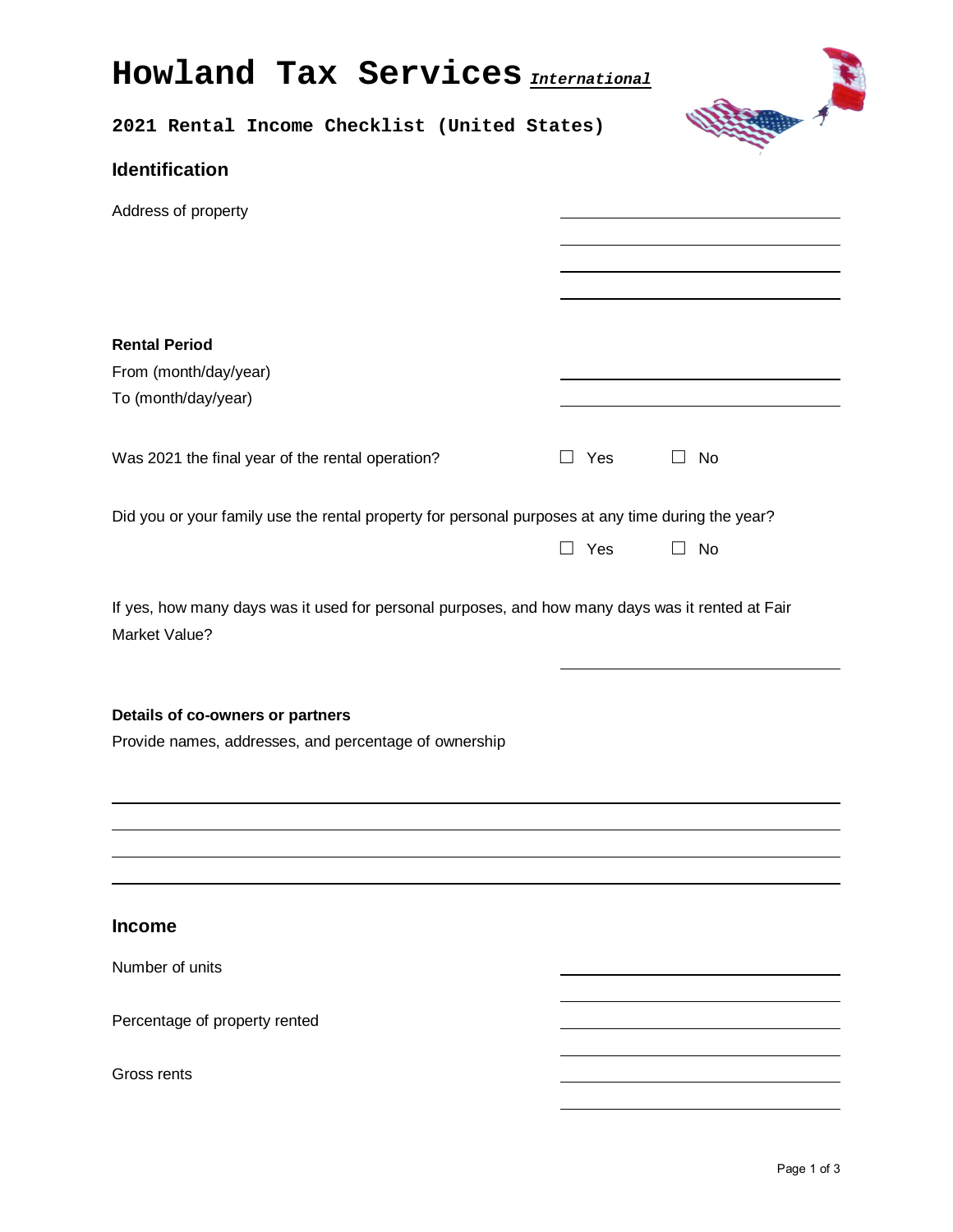# Howland Tax Services *International*

## 2021 Rental Income Checklist (United States)

### Identification

Address of property \_\_\_\_\_\_\_\_\_\_\_\_\_\_\_\_\_\_\_\_

**Rental Period**

From (month/day/year) \_\_\_\_\_\_\_\_\_\_\_\_\_\_\_\_\_\_\_\_

To (month/day/year) \_\_\_\_\_\_\_\_\_\_\_\_\_\_\_\_\_\_\_\_

Was 2021 the final year of the rental operation? ☐ Yes ☐ No

Did you or your family use the rental property for personal purposes at any time during the year?

☐ Yes ☐ No

If yes, how many days was it used for personal purposes, and how many days was it rented at Fair Market Value?

\_\_\_\_\_\_\_\_\_\_\_\_\_\_\_\_\_\_\_\_

**Details of co-owners or partners**

Provide names, addresses, and percentage of ownership

\_\_\_\_\_\_\_\_\_\_\_\_\_\_\_\_\_\_\_\_

### Income

Number of units \_\_\_\_\_\_\_\_\_\_\_\_\_\_\_\_\_\_\_\_

Percentage of property rented \_\_\_\_\_\_\_\_\_\_\_\_\_\_\_\_\_\_\_\_

Gross rents \_\_\_\_\_\_\_\_\_\_\_\_\_\_\_\_\_\_\_\_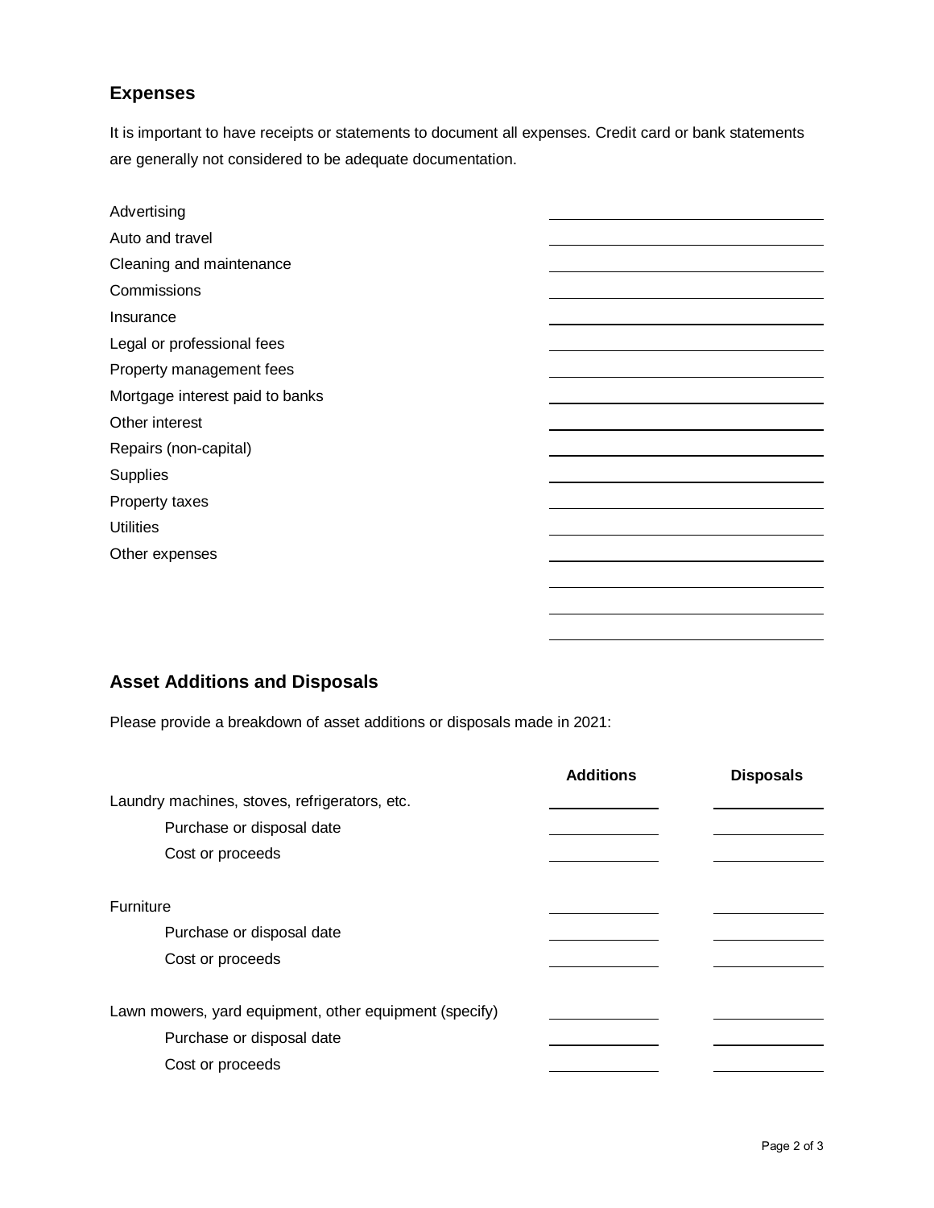## Expenses

It is important to have receipts or statements to document all expenses. Credit card or bank statements are generally not considered to be adequate documentation.

| Expense | Amount |
| --- | --- |
| Advertising | |
| Auto and travel | |
| Cleaning and maintenance | |
| Commissions | |
| Insurance | |
| Legal or professional fees | |
| Property management fees | |
| Mortgage interest paid to banks | |
| Other interest | |
| Repairs (non-capital) | |
| Supplies | |
| Property taxes | |
| Utilities | |
| Other expenses | |
| | |
| | |
| | |

## Asset Additions and Disposals

Please provide a breakdown of asset additions or disposals made in 2021:

| | Additions | Disposals |
| --- | --- | --- |
| Laundry machines, stoves, refrigerators, etc. | | |
| Purchase or disposal date | | |
| Cost or proceeds | | |
| Furniture | | |
| Purchase or disposal date | | |
| Cost or proceeds | | |
| Lawn mowers, yard equipment, other equipment (specify) | | |
| Purchase or disposal date | | |
| Cost or proceeds | | |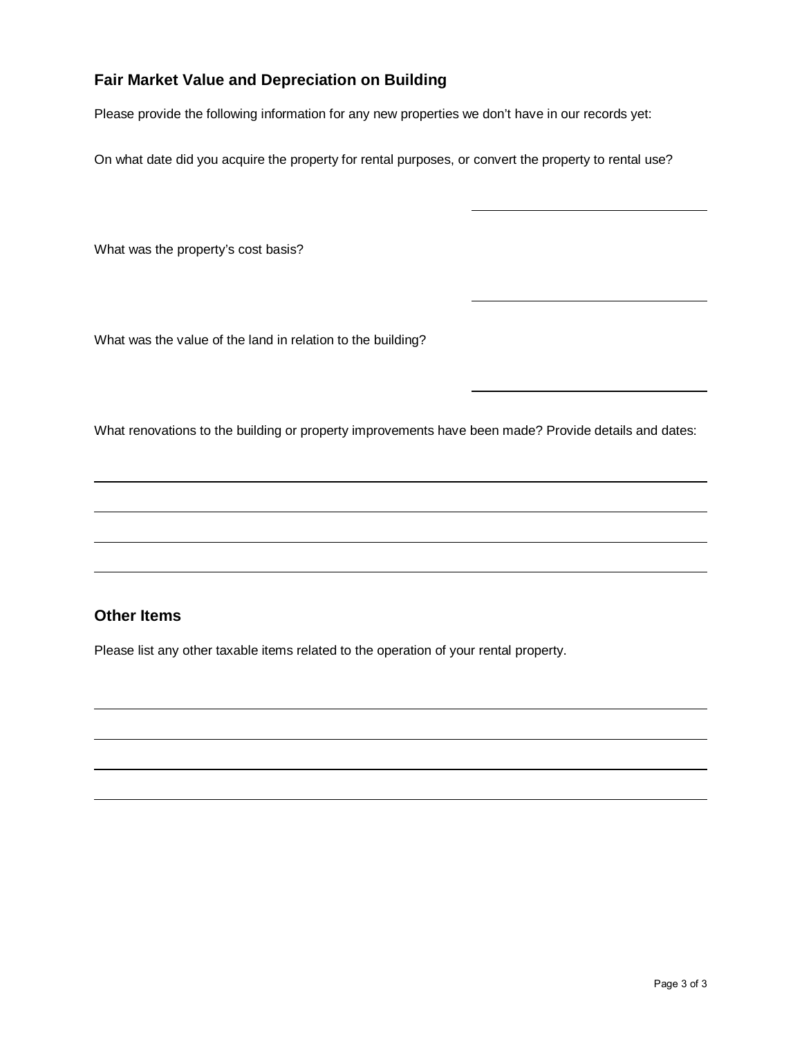## Fair Market Value and Depreciation on Building

Please provide the following information for any new properties we don't have in our records yet:

On what date did you acquire the property for rental purposes, or convert the property to rental use?

\_\_\_\_\_\_\_\_\_\_\_\_\_\_\_\_\_\_\_\_\_\_\_\_\_\_\_\_\_\_

What was the property's cost basis?

\_\_\_\_\_\_\_\_\_\_\_\_\_\_\_\_\_\_\_\_\_\_\_\_\_\_\_\_\_\_

What was the value of the land in relation to the building?

\_\_\_\_\_\_\_\_\_\_\_\_\_\_\_\_\_\_\_\_\_\_\_\_\_\_\_\_\_\_

What renovations to the building or property improvements have been made? Provide details and dates:

\_\_\_\_\_\_\_\_\_\_\_\_\_\_\_\_\_\_\_\_\_\_\_\_\_\_\_\_\_\_\_\_\_\_\_\_\_\_\_\_\_\_\_\_\_\_\_\_\_\_\_\_\_\_\_\_\_\_\_\_\_\_\_\_\_\_\_\_\_\_\_\_

\_\_\_\_\_\_\_\_\_\_\_\_\_\_\_\_\_\_\_\_\_\_\_\_\_\_\_\_\_\_\_\_\_\_\_\_\_\_\_\_\_\_\_\_\_\_\_\_\_\_\_\_\_\_\_\_\_\_\_\_\_\_\_\_\_\_\_\_\_\_\_\_

\_\_\_\_\_\_\_\_\_\_\_\_\_\_\_\_\_\_\_\_\_\_\_\_\_\_\_\_\_\_\_\_\_\_\_\_\_\_\_\_\_\_\_\_\_\_\_\_\_\_\_\_\_\_\_\_\_\_\_\_\_\_\_\_\_\_\_\_\_\_\_\_

\_\_\_\_\_\_\_\_\_\_\_\_\_\_\_\_\_\_\_\_\_\_\_\_\_\_\_\_\_\_\_\_\_\_\_\_\_\_\_\_\_\_\_\_\_\_\_\_\_\_\_\_\_\_\_\_\_\_\_\_\_\_\_\_\_\_\_\_\_\_\_\_

## Other Items

Please list any other taxable items related to the operation of your rental property.

\_\_\_\_\_\_\_\_\_\_\_\_\_\_\_\_\_\_\_\_\_\_\_\_\_\_\_\_\_\_\_\_\_\_\_\_\_\_\_\_\_\_\_\_\_\_\_\_\_\_\_\_\_\_\_\_\_\_\_\_\_\_\_\_\_\_\_\_\_\_\_\_

\_\_\_\_\_\_\_\_\_\_\_\_\_\_\_\_\_\_\_\_\_\_\_\_\_\_\_\_\_\_\_\_\_\_\_\_\_\_\_\_\_\_\_\_\_\_\_\_\_\_\_\_\_\_\_\_\_\_\_\_\_\_\_\_\_\_\_\_\_\_\_\_

\_\_\_\_\_\_\_\_\_\_\_\_\_\_\_\_\_\_\_\_\_\_\_\_\_\_\_\_\_\_\_\_\_\_\_\_\_\_\_\_\_\_\_\_\_\_\_\_\_\_\_\_\_\_\_\_\_\_\_\_\_\_\_\_\_\_\_\_\_\_\_\_

\_\_\_\_\_\_\_\_\_\_\_\_\_\_\_\_\_\_\_\_\_\_\_\_\_\_\_\_\_\_\_\_\_\_\_\_\_\_\_\_\_\_\_\_\_\_\_\_\_\_\_\_\_\_\_\_\_\_\_\_\_\_\_\_\_\_\_\_\_\_\_\_